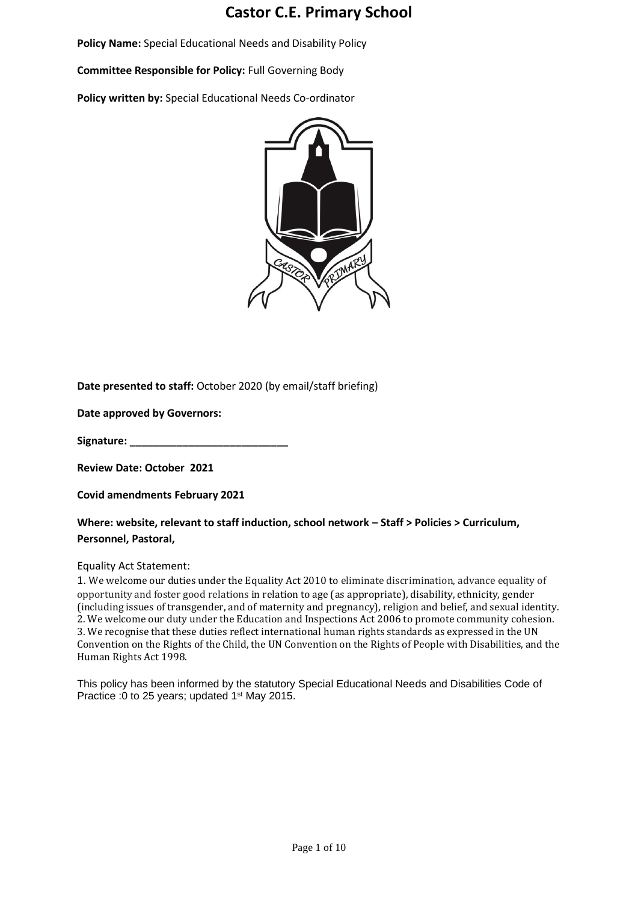# Castor C.E. Primary School

**Policy Name:** Special Educational Needs and Disability Policy

**Committee Responsible for Policy:** Full Governing Body

**Policy written by:** Special Educational Needs Co-ordinator

**Date presented to staff:** October 2020 (by email/staff briefing)

**Date approved by Governors:**

**Signature: ___________________________**

**Review Date: October 2021**

**Covid amendments February 2021**

**Where: website, relevant to staff induction, school network – Staff > Policies > Curriculum, Personnel, Pastoral,**

Equality Act Statement:

1. We welcome our duties under the Equality Act 2010 to eliminate discrimination, advance equality of opportunity and foster good relations in relation to age (as appropriate), disability, ethnicity, gender (including issues of transgender, and of maternity and pregnancy), religion and belief, and sexual identity.
2. We welcome our duty under the Education and Inspections Act 2006 to promote community cohesion.
3. We recognise that these duties reflect international human rights standards as expressed in the UN Convention on the Rights of the Child, the UN Convention on the Rights of People with Disabilities, and the Human Rights Act 1998.

This policy has been informed by the statutory Special Educational Needs and Disabilities Code of Practice :0 to 25 years; updated 1st May 2015.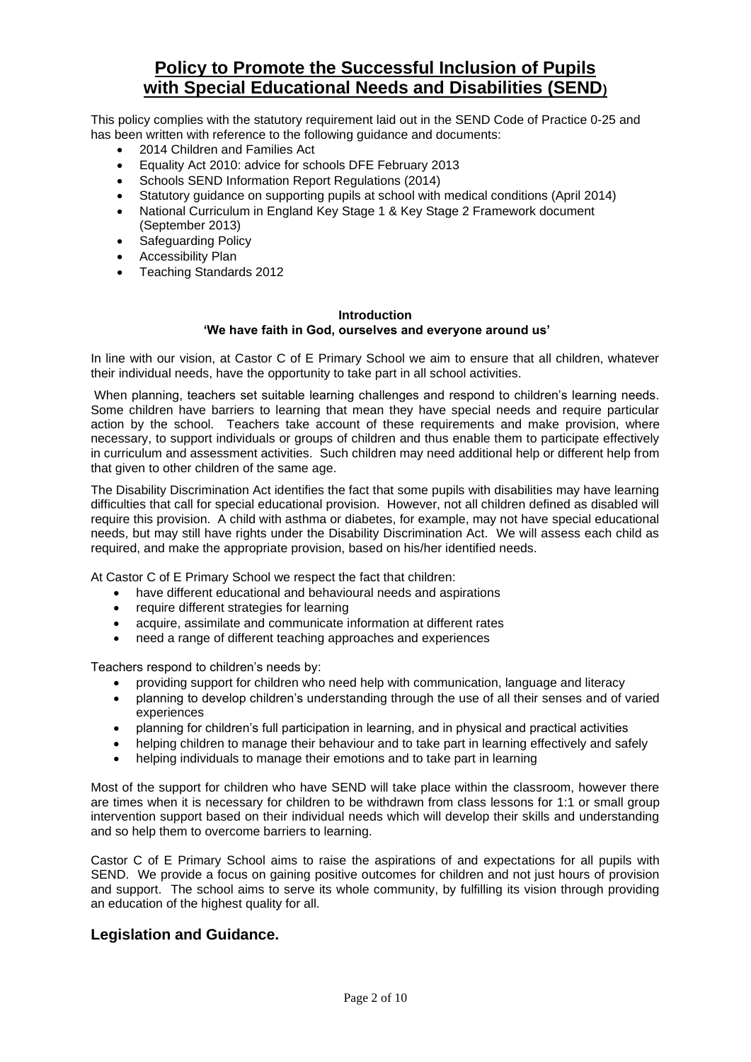# Policy to Promote the Successful Inclusion of Pupils with Special Educational Needs and Disabilities (SEND)

This policy complies with the statutory requirement laid out in the SEND Code of Practice 0-25 and has been written with reference to the following guidance and documents:

- 2014 Children and Families Act
- Equality Act 2010: advice for schools DFE February 2013
- Schools SEND Information Report Regulations (2014)
- Statutory guidance on supporting pupils at school with medical conditions (April 2014)
- National Curriculum in England Key Stage 1 & Key Stage 2 Framework document (September 2013)
- Safeguarding Policy
- Accessibility Plan
- Teaching Standards 2012

**Introduction**

**'We have faith in God, ourselves and everyone around us'**

In line with our vision, at Castor C of E Primary School we aim to ensure that all children, whatever their individual needs, have the opportunity to take part in all school activities.

When planning, teachers set suitable learning challenges and respond to children's learning needs. Some children have barriers to learning that mean they have special needs and require particular action by the school. Teachers take account of these requirements and make provision, where necessary, to support individuals or groups of children and thus enable them to participate effectively in curriculum and assessment activities. Such children may need additional help or different help from that given to other children of the same age.

The Disability Discrimination Act identifies the fact that some pupils with disabilities may have learning difficulties that call for special educational provision. However, not all children defined as disabled will require this provision. A child with asthma or diabetes, for example, may not have special educational needs, but may still have rights under the Disability Discrimination Act. We will assess each child as required, and make the appropriate provision, based on his/her identified needs.

At Castor C of E Primary School we respect the fact that children:

- have different educational and behavioural needs and aspirations
- require different strategies for learning
- acquire, assimilate and communicate information at different rates
- need a range of different teaching approaches and experiences

Teachers respond to children's needs by:

- providing support for children who need help with communication, language and literacy
- planning to develop children's understanding through the use of all their senses and of varied experiences
- planning for children's full participation in learning, and in physical and practical activities
- helping children to manage their behaviour and to take part in learning effectively and safely
- helping individuals to manage their emotions and to take part in learning

Most of the support for children who have SEND will take place within the classroom, however there are times when it is necessary for children to be withdrawn from class lessons for 1:1 or small group intervention support based on their individual needs which will develop their skills and understanding and so help them to overcome barriers to learning.

Castor C of E Primary School aims to raise the aspirations of and expectations for all pupils with SEND. We provide a focus on gaining positive outcomes for children and not just hours of provision and support. The school aims to serve its whole community, by fulfilling its vision through providing an education of the highest quality for all.

## Legislation and Guidance.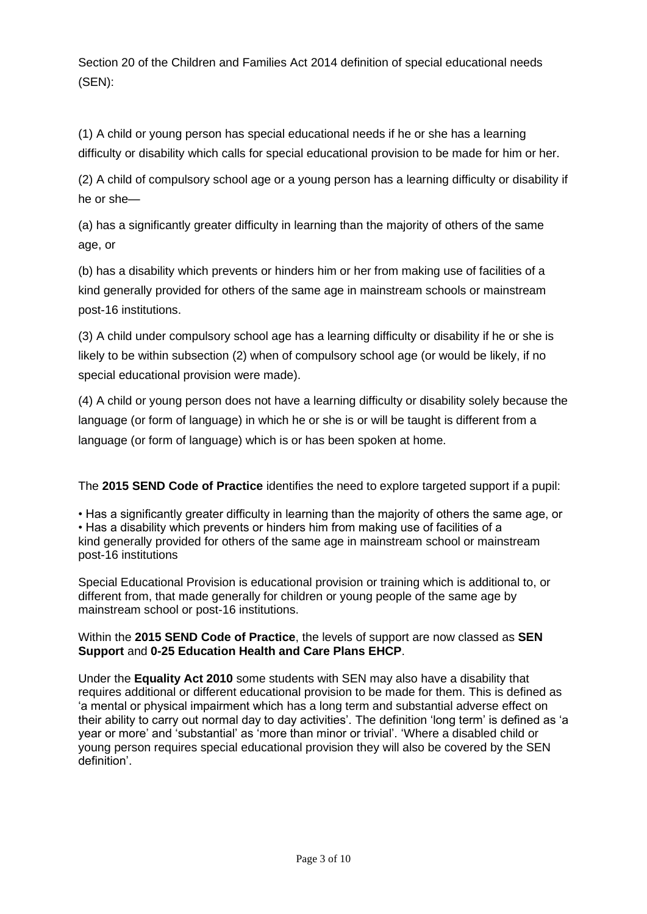Section 20 of the Children and Families Act 2014 definition of special educational needs (SEN):

(1) A child or young person has special educational needs if he or she has a learning difficulty or disability which calls for special educational provision to be made for him or her.

(2) A child of compulsory school age or a young person has a learning difficulty or disability if he or she—

(a) has a significantly greater difficulty in learning than the majority of others of the same age, or

(b) has a disability which prevents or hinders him or her from making use of facilities of a kind generally provided for others of the same age in mainstream schools or mainstream post-16 institutions.

(3) A child under compulsory school age has a learning difficulty or disability if he or she is likely to be within subsection (2) when of compulsory school age (or would be likely, if no special educational provision were made).

(4) A child or young person does not have a learning difficulty or disability solely because the language (or form of language) in which he or she is or will be taught is different from a language (or form of language) which is or has been spoken at home.

The **2015 SEND Code of Practice** identifies the need to explore targeted support if a pupil:

- Has a significantly greater difficulty in learning than the majority of others the same age, or
- Has a disability which prevents or hinders him from making use of facilities of a kind generally provided for others of the same age in mainstream school or mainstream post-16 institutions

Special Educational Provision is educational provision or training which is additional to, or different from, that made generally for children or young people of the same age by mainstream school or post-16 institutions.

Within the **2015 SEND Code of Practice**, the levels of support are now classed as **SEN Support** and **0-25 Education Health and Care Plans EHCP**.

Under the **Equality Act 2010** some students with SEN may also have a disability that requires additional or different educational provision to be made for them. This is defined as 'a mental or physical impairment which has a long term and substantial adverse effect on their ability to carry out normal day to day activities'. The definition 'long term' is defined as 'a year or more' and 'substantial' as 'more than minor or trivial'. 'Where a disabled child or young person requires special educational provision they will also be covered by the SEN definition'.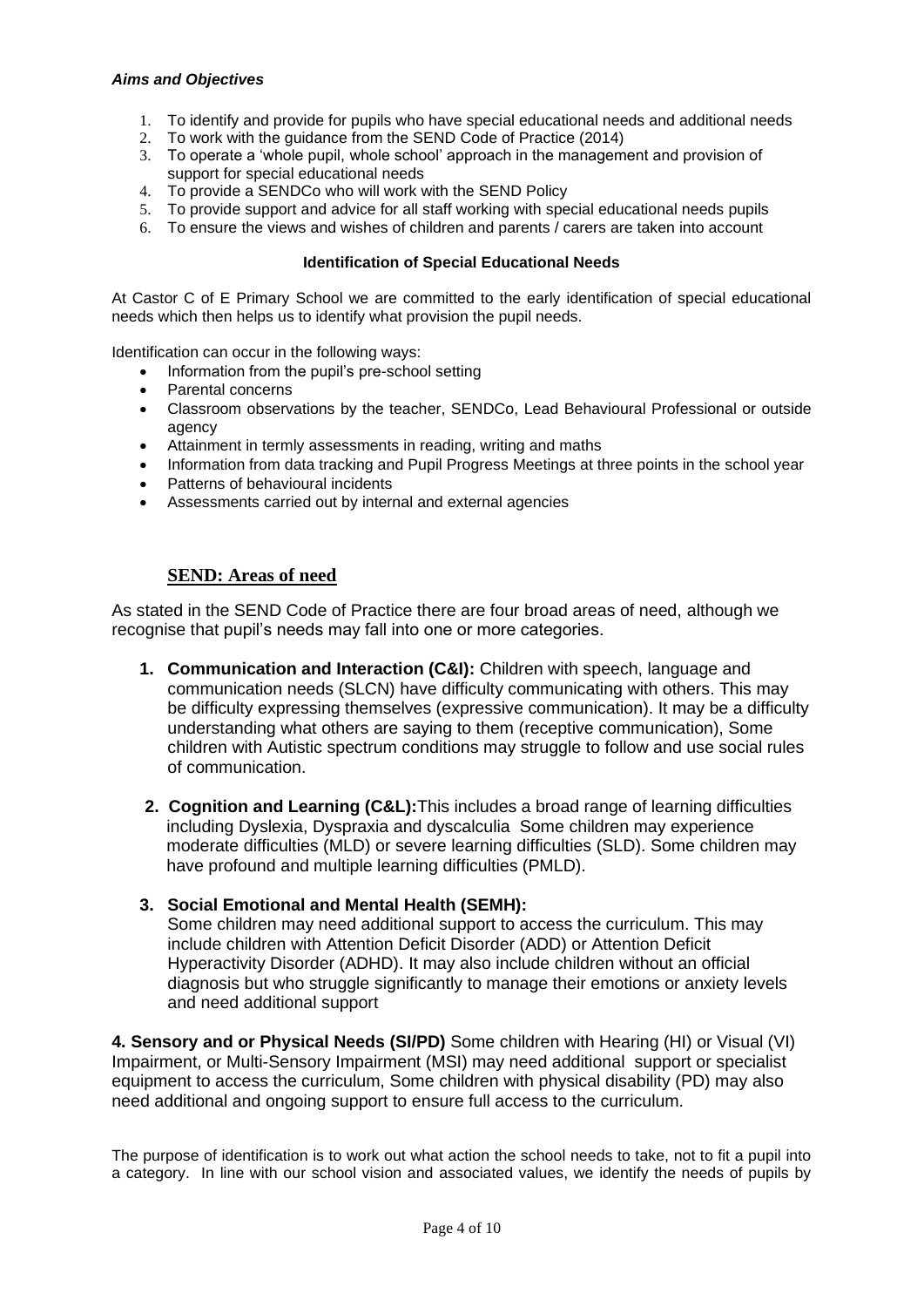***Aims and Objectives***

1. To identify and provide for pupils who have special educational needs and additional needs
2. To work with the guidance from the SEND Code of Practice (2014)
3. To operate a 'whole pupil, whole school' approach in the management and provision of support for special educational needs
4. To provide a SENDCo who will work with the SEND Policy
5. To provide support and advice for all staff working with special educational needs pupils
6. To ensure the views and wishes of children and parents / carers are taken into account

**Identification of Special Educational Needs**

At Castor C of E Primary School we are committed to the early identification of special educational needs which then helps us to identify what provision the pupil needs.

Identification can occur in the following ways:

- Information from the pupil's pre-school setting
- Parental concerns
- Classroom observations by the teacher, SENDCo, Lead Behavioural Professional or outside agency
- Attainment in termly assessments in reading, writing and maths
- Information from data tracking and Pupil Progress Meetings at three points in the school year
- Patterns of behavioural incidents
- Assessments carried out by internal and external agencies

## SEND: Areas of need

As stated in the SEND Code of Practice there are four broad areas of need, although we recognise that pupil's needs may fall into one or more categories.

1. **Communication and Interaction (C&I):** Children with speech, language and communication needs (SLCN) have difficulty communicating with others. This may be difficulty expressing themselves (expressive communication). It may be a difficulty understanding what others are saying to them (receptive communication), Some children with Autistic spectrum conditions may struggle to follow and use social rules of communication.

2. **Cognition and Learning (C&L):**This includes a broad range of learning difficulties including Dyslexia, Dyspraxia and dyscalculia Some children may experience moderate difficulties (MLD) or severe learning difficulties (SLD). Some children may have profound and multiple learning difficulties (PMLD).

3. **Social Emotional and Mental Health (SEMH):**
Some children may need additional support to access the curriculum. This may include children with Attention Deficit Disorder (ADD) or Attention Deficit Hyperactivity Disorder (ADHD). It may also include children without an official diagnosis but who struggle significantly to manage their emotions or anxiety levels and need additional support

**4. Sensory and or Physical Needs (SI/PD)** Some children with Hearing (HI) or Visual (VI) Impairment, or Multi-Sensory Impairment (MSI) may need additional support or specialist equipment to access the curriculum, Some children with physical disability (PD) may also need additional and ongoing support to ensure full access to the curriculum.

The purpose of identification is to work out what action the school needs to take, not to fit a pupil into a category. In line with our school vision and associated values, we identify the needs of pupils by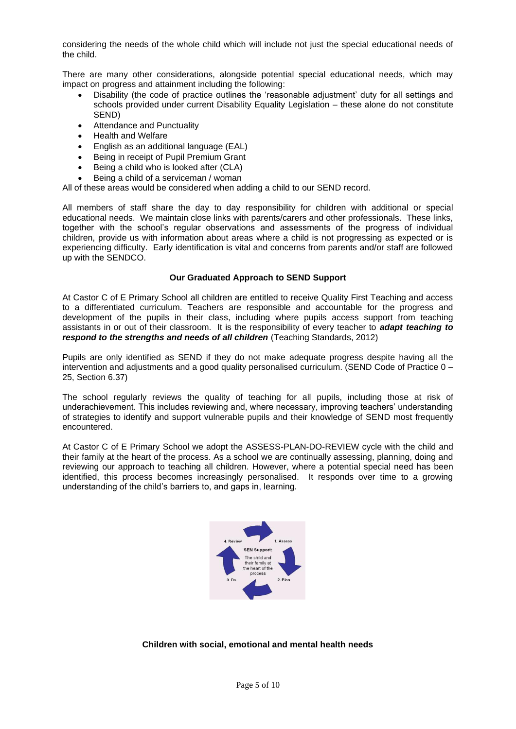considering the needs of the whole child which will include not just the special educational needs of the child.

There are many other considerations, alongside potential special educational needs, which may impact on progress and attainment including the following:

- Disability (the code of practice outlines the 'reasonable adjustment' duty for all settings and schools provided under current Disability Equality Legislation – these alone do not constitute SEND)
- Attendance and Punctuality
- Health and Welfare
- English as an additional language (EAL)
- Being in receipt of Pupil Premium Grant
- Being a child who is looked after (CLA)
- Being a child of a serviceman / woman

All of these areas would be considered when adding a child to our SEND record.

All members of staff share the day to day responsibility for children with additional or special educational needs. We maintain close links with parents/carers and other professionals. These links, together with the school's regular observations and assessments of the progress of individual children, provide us with information about areas where a child is not progressing as expected or is experiencing difficulty. Early identification is vital and concerns from parents and/or staff are followed up with the SENDCO.

**Our Graduated Approach to SEND Support**

At Castor C of E Primary School all children are entitled to receive Quality First Teaching and access to a differentiated curriculum. Teachers are responsible and accountable for the progress and development of the pupils in their class, including where pupils access support from teaching assistants in or out of their classroom. It is the responsibility of every teacher to ***adapt teaching to respond to the strengths and needs of all children*** (Teaching Standards, 2012)

Pupils are only identified as SEND if they do not make adequate progress despite having all the intervention and adjustments and a good quality personalised curriculum. (SEND Code of Practice 0 – 25, Section 6.37)

The school regularly reviews the quality of teaching for all pupils, including those at risk of underachievement. This includes reviewing and, where necessary, improving teachers' understanding of strategies to identify and support vulnerable pupils and their knowledge of SEND most frequently encountered.

At Castor C of E Primary School we adopt the ASSESS-PLAN-DO-REVIEW cycle with the child and their family at the heart of the process. As a school we are continually assessing, planning, doing and reviewing our approach to teaching all children. However, where a potential special need has been identified, this process becomes increasingly personalised. It responds over time to a growing understanding of the child's barriers to, and gaps in, learning.

**Children with social, emotional and mental health needs**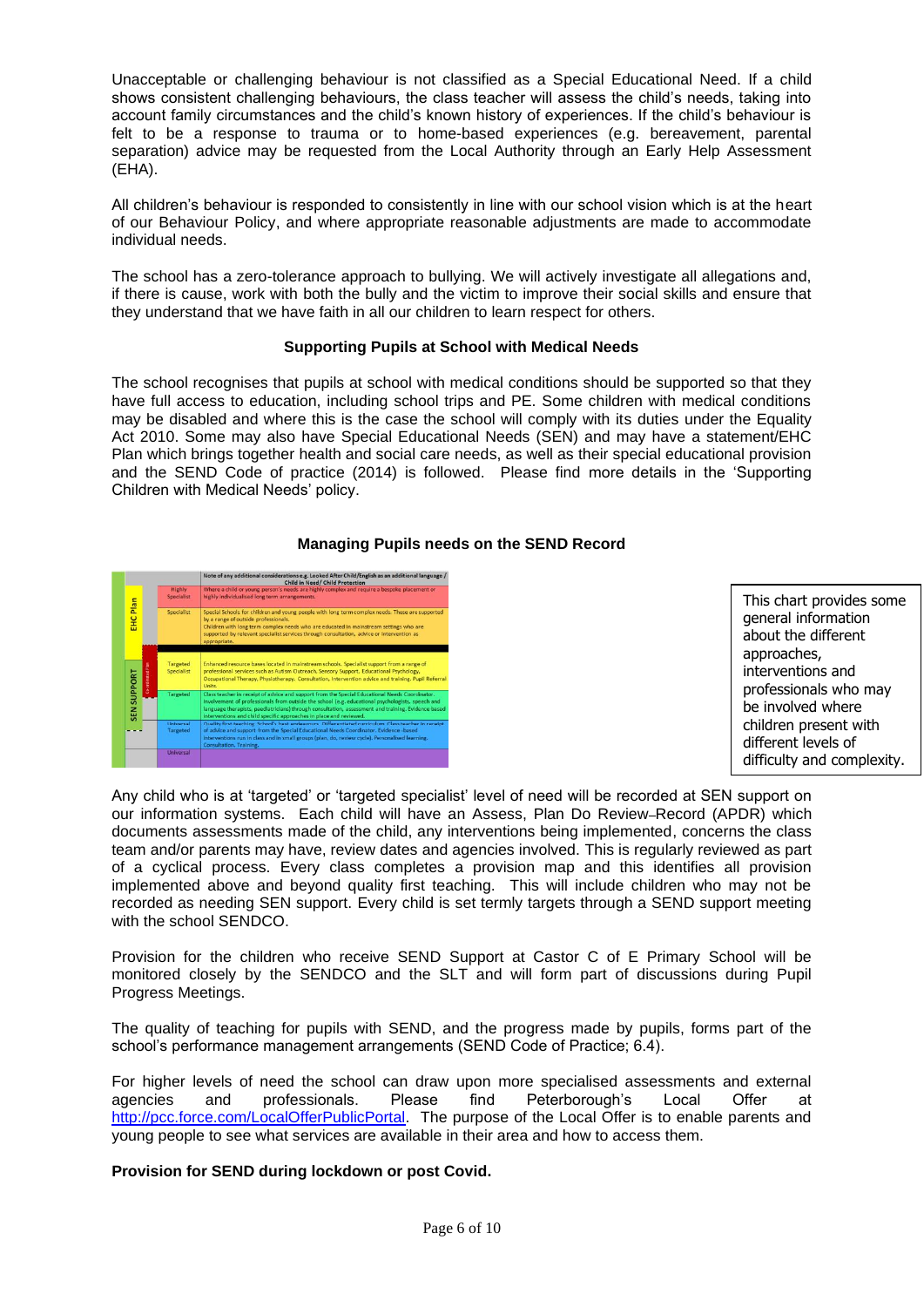Unacceptable or challenging behaviour is not classified as a Special Educational Need. If a child shows consistent challenging behaviours, the class teacher will assess the child's needs, taking into account family circumstances and the child's known history of experiences. If the child's behaviour is felt to be a response to trauma or to home-based experiences (e.g. bereavement, parental separation) advice may be requested from the Local Authority through an Early Help Assessment (EHA).

All children's behaviour is responded to consistently in line with our school vision which is at the heart of our Behaviour Policy, and where appropriate reasonable adjustments are made to accommodate individual needs.

The school has a zero-tolerance approach to bullying. We will actively investigate all allegations and, if there is cause, work with both the bully and the victim to improve their social skills and ensure that they understand that we have faith in all our children to learn respect for others.

**Supporting Pupils at School with Medical Needs**

The school recognises that pupils at school with medical conditions should be supported so that they have full access to education, including school trips and PE. Some children with medical conditions may be disabled and where this is the case the school will comply with its duties under the Equality Act 2010. Some may also have Special Educational Needs (SEN) and may have a statement/EHC Plan which brings together health and social care needs, as well as their special educational provision and the SEND Code of practice (2014) is followed. Please find more details in the 'Supporting Children with Medical Needs' policy.

**Managing Pupils needs on the SEND Record**

| | | Note of any additional considerations e.g. Looked After Child/English as an additional language / Child in Need/ Child Protection |
|---|---|---|
| EHC Plan | Highly Specialist | Where a child or young person's needs are highly complex and require a bespoke placement or highly individualised long term arrangements. |
| | Specialist | Special Schools for children and young people with long term complex needs. These are supported by a range of outside professionals. Children with long term complex needs who are educated in mainstream settings who are supported by relevant specialist services through consultation, advice or intervention as appropriate. |
| SEN SUPPORT | Targeted Specialist | Enhanced resource bases located in mainstream schools. Specialist support from a range of professional services such as Autism Outreach, Sensory Support, Educational Psychology, Occupational Therapy, Physiotherapy. Consultation, Intervention advice and training. Pupil Referral Units. |
| | Targeted | Class teacher in receipt of advice and support from the Special Educational Needs Coordinator. Involvement of professionals from outside the school (e.g. educational psychologists, speech and language therapists, paediatricians) through consultation, assessment and training. Evidence based interventions and child specific approaches in place and reviewed. |
| | Universal Targeted | Quality first teaching. School's best endeavours. Differentiated curriculum. Class teacher in receipt of advice and support from the Special Educational Needs Coordinator. Evidence-based interventions run in class and in small groups (plan, do, review cycle). Personalised learning. Consultation. Training. |
| | Universal | |

This chart provides some general information about the different approaches, interventions and professionals who may be involved where children present with different levels of difficulty and complexity.

Any child who is at 'targeted' or 'targeted specialist' level of need will be recorded at SEN support on our information systems. Each child will have an Assess, Plan Do Review Record (APDR) which documents assessments made of the child, any interventions being implemented, concerns the class team and/or parents may have, review dates and agencies involved. This is regularly reviewed as part of a cyclical process. Every class completes a provision map and this identifies all provision implemented above and beyond quality first teaching. This will include children who may not be recorded as needing SEN support. Every child is set termly targets through a SEND support meeting with the school SENDCO.

Provision for the children who receive SEND Support at Castor C of E Primary School will be monitored closely by the SENDCO and the SLT and will form part of discussions during Pupil Progress Meetings.

The quality of teaching for pupils with SEND, and the progress made by pupils, forms part of the school's performance management arrangements (SEND Code of Practice; 6.4).

For higher levels of need the school can draw upon more specialised assessments and external agencies and professionals. Please find Peterborough's Local Offer at [http://pcc.force.com/LocalOfferPublicPortal](http://pcc.force.com/LocalOfferPublicPortal). The purpose of the Local Offer is to enable parents and young people to see what services are available in their area and how to access them.

**Provision for SEND during lockdown or post Covid.**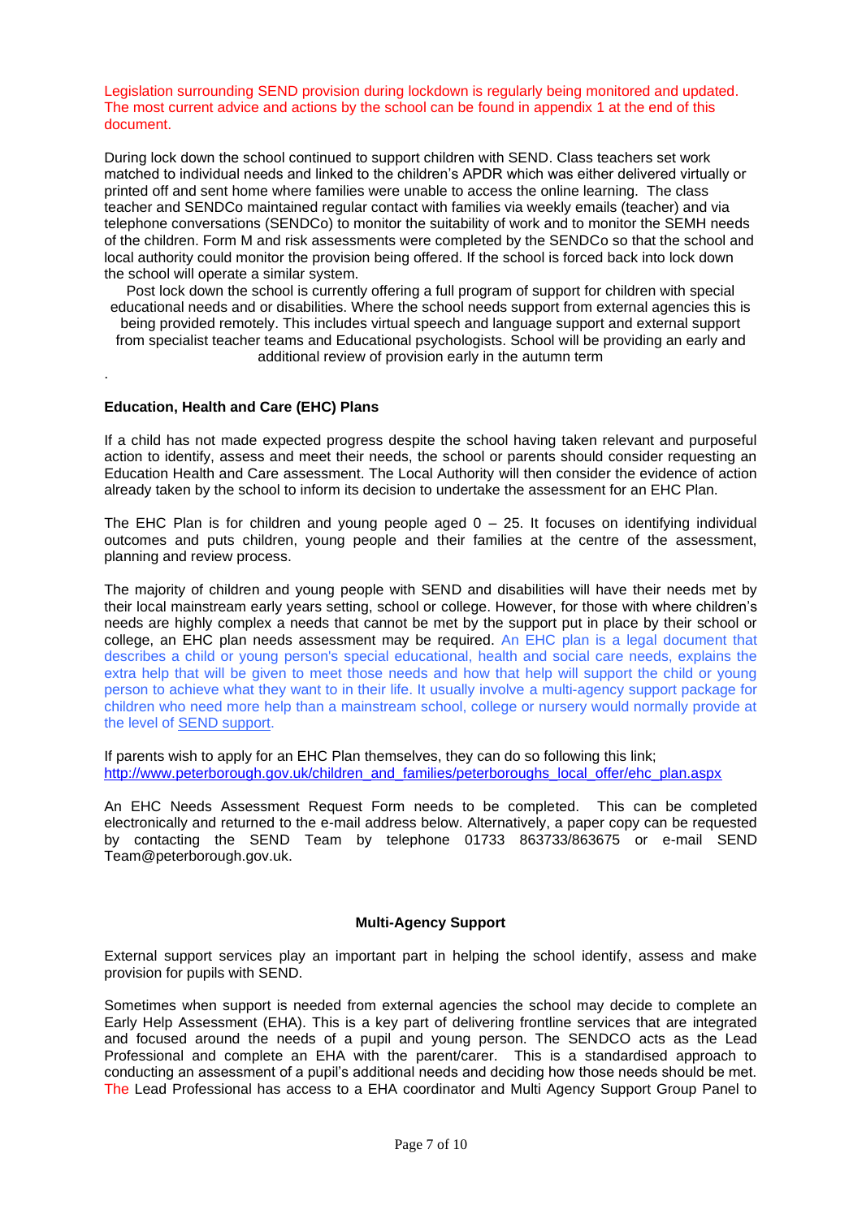Legislation surrounding SEND provision during lockdown is regularly being monitored and updated. The most current advice and actions by the school can be found in appendix 1 at the end of this document.

During lock down the school continued to support children with SEND. Class teachers set work matched to individual needs and linked to the children's APDR which was either delivered virtually or printed off and sent home where families were unable to access the online learning. The class teacher and SENDCo maintained regular contact with families via weekly emails (teacher) and via telephone conversations (SENDCo) to monitor the suitability of work and to monitor the SEMH needs of the children. Form M and risk assessments were completed by the SENDCo so that the school and local authority could monitor the provision being offered. If the school is forced back into lock down the school will operate a similar system.

Post lock down the school is currently offering a full program of support for children with special educational needs and or disabilities. Where the school needs support from external agencies this is being provided remotely. This includes virtual speech and language support and external support from specialist teacher teams and Educational psychologists. School will be providing an early and additional review of provision early in the autumn term

.

**Education, Health and Care (EHC) Plans**

If a child has not made expected progress despite the school having taken relevant and purposeful action to identify, assess and meet their needs, the school or parents should consider requesting an Education Health and Care assessment. The Local Authority will then consider the evidence of action already taken by the school to inform its decision to undertake the assessment for an EHC Plan.

The EHC Plan is for children and young people aged 0 – 25. It focuses on identifying individual outcomes and puts children, young people and their families at the centre of the assessment, planning and review process.

The majority of children and young people with SEND and disabilities will have their needs met by their local mainstream early years setting, school or college. However, for those with where children's needs are highly complex a needs that cannot be met by the support put in place by their school or college, an EHC plan needs assessment may be required. An EHC plan is a legal document that describes a child or young person's special educational, health and social care needs, explains the extra help that will be given to meet those needs and how that help will support the child or young person to achieve what they want to in their life. It usually involve a multi-agency support package for children who need more help than a mainstream school, college or nursery would normally provide at the level of SEND support.

If parents wish to apply for an EHC Plan themselves, they can do so following this link; http://www.peterborough.gov.uk/children_and_families/peterboroughs_local_offer/ehc_plan.aspx

An EHC Needs Assessment Request Form needs to be completed. This can be completed electronically and returned to the e-mail address below. Alternatively, a paper copy can be requested by contacting the SEND Team by telephone 01733 863733/863675 or e-mail SEND Team@peterborough.gov.uk.

**Multi-Agency Support**

External support services play an important part in helping the school identify, assess and make provision for pupils with SEND.

Sometimes when support is needed from external agencies the school may decide to complete an Early Help Assessment (EHA). This is a key part of delivering frontline services that are integrated and focused around the needs of a pupil and young person. The SENDCO acts as the Lead Professional and complete an EHA with the parent/carer. This is a standardised approach to conducting an assessment of a pupil's additional needs and deciding how those needs should be met. The Lead Professional has access to a EHA coordinator and Multi Agency Support Group Panel to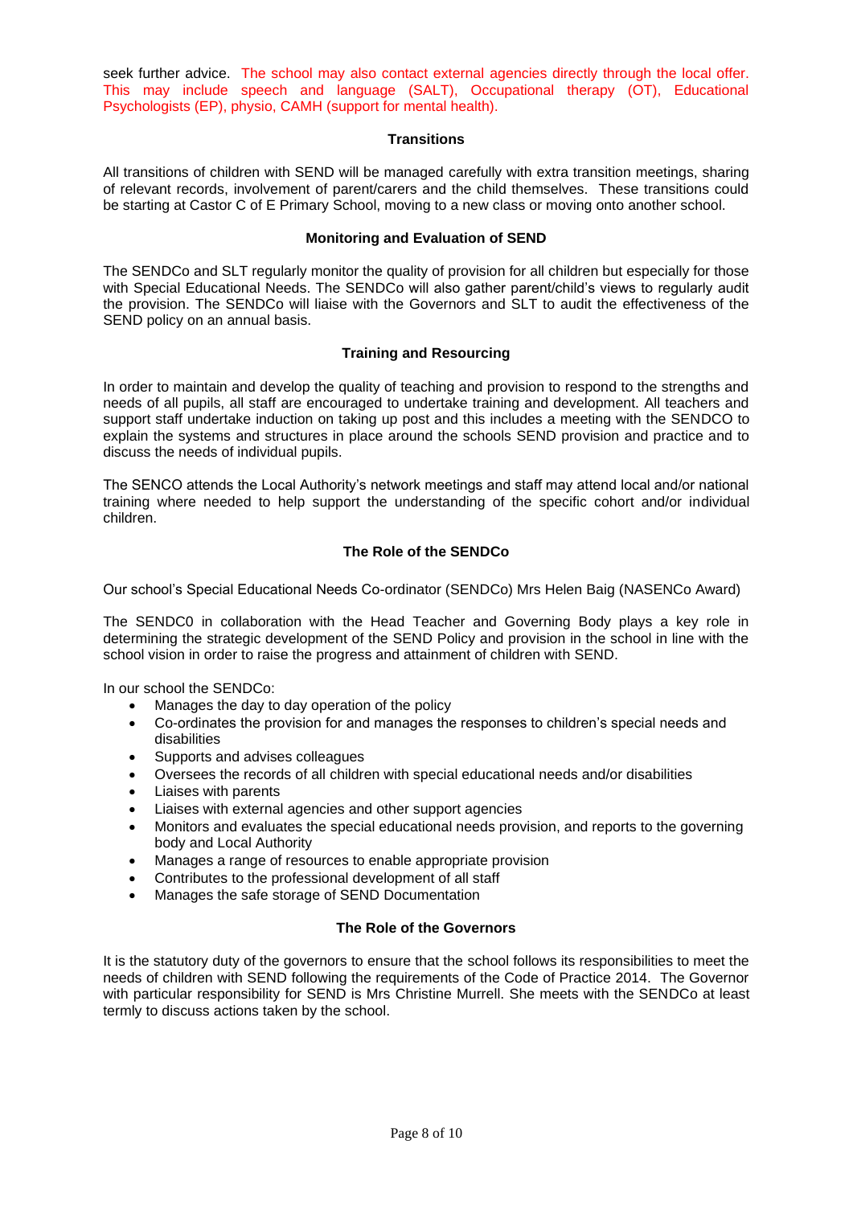seek further advice. The school may also contact external agencies directly through the local offer. This may include speech and language (SALT), Occupational therapy (OT), Educational Psychologists (EP), physio, CAMH (support for mental health).

## Transitions

All transitions of children with SEND will be managed carefully with extra transition meetings, sharing of relevant records, involvement of parent/carers and the child themselves. These transitions could be starting at Castor C of E Primary School, moving to a new class or moving onto another school.

## Monitoring and Evaluation of SEND

The SENDCo and SLT regularly monitor the quality of provision for all children but especially for those with Special Educational Needs. The SENDCo will also gather parent/child's views to regularly audit the provision. The SENDCo will liaise with the Governors and SLT to audit the effectiveness of the SEND policy on an annual basis.

## Training and Resourcing

In order to maintain and develop the quality of teaching and provision to respond to the strengths and needs of all pupils, all staff are encouraged to undertake training and development. All teachers and support staff undertake induction on taking up post and this includes a meeting with the SENDCO to explain the systems and structures in place around the schools SEND provision and practice and to discuss the needs of individual pupils.

The SENCO attends the Local Authority's network meetings and staff may attend local and/or national training where needed to help support the understanding of the specific cohort and/or individual children.

## The Role of the SENDCo

Our school's Special Educational Needs Co-ordinator (SENDCo) Mrs Helen Baig (NASENCo Award)

The SENDC0 in collaboration with the Head Teacher and Governing Body plays a key role in determining the strategic development of the SEND Policy and provision in the school in line with the school vision in order to raise the progress and attainment of children with SEND.

In our school the SENDCo:

- Manages the day to day operation of the policy
- Co-ordinates the provision for and manages the responses to children's special needs and disabilities
- Supports and advises colleagues
- Oversees the records of all children with special educational needs and/or disabilities
- Liaises with parents
- Liaises with external agencies and other support agencies
- Monitors and evaluates the special educational needs provision, and reports to the governing body and Local Authority
- Manages a range of resources to enable appropriate provision
- Contributes to the professional development of all staff
- Manages the safe storage of SEND Documentation

## The Role of the Governors

It is the statutory duty of the governors to ensure that the school follows its responsibilities to meet the needs of children with SEND following the requirements of the Code of Practice 2014. The Governor with particular responsibility for SEND is Mrs Christine Murrell. She meets with the SENDCo at least termly to discuss actions taken by the school.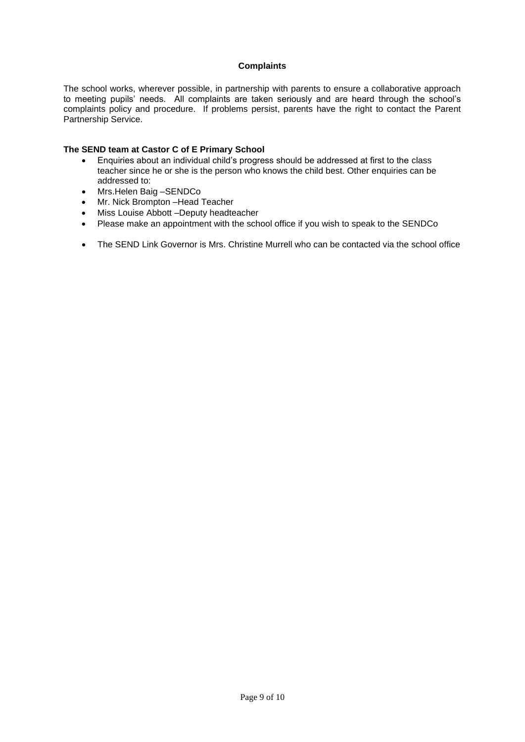## Complaints

The school works, wherever possible, in partnership with parents to ensure a collaborative approach to meeting pupils' needs. All complaints are taken seriously and are heard through the school's complaints policy and procedure. If problems persist, parents have the right to contact the Parent Partnership Service.

**The SEND team at Castor C of E Primary School**

- Enquiries about an individual child's progress should be addressed at first to the class teacher since he or she is the person who knows the child best. Other enquiries can be addressed to:
- Mrs.Helen Baig –SENDCo
- Mr. Nick Brompton –Head Teacher
- Miss Louise Abbott –Deputy headteacher
- Please make an appointment with the school office if you wish to speak to the SENDCo
- The SEND Link Governor is Mrs. Christine Murrell who can be contacted via the school office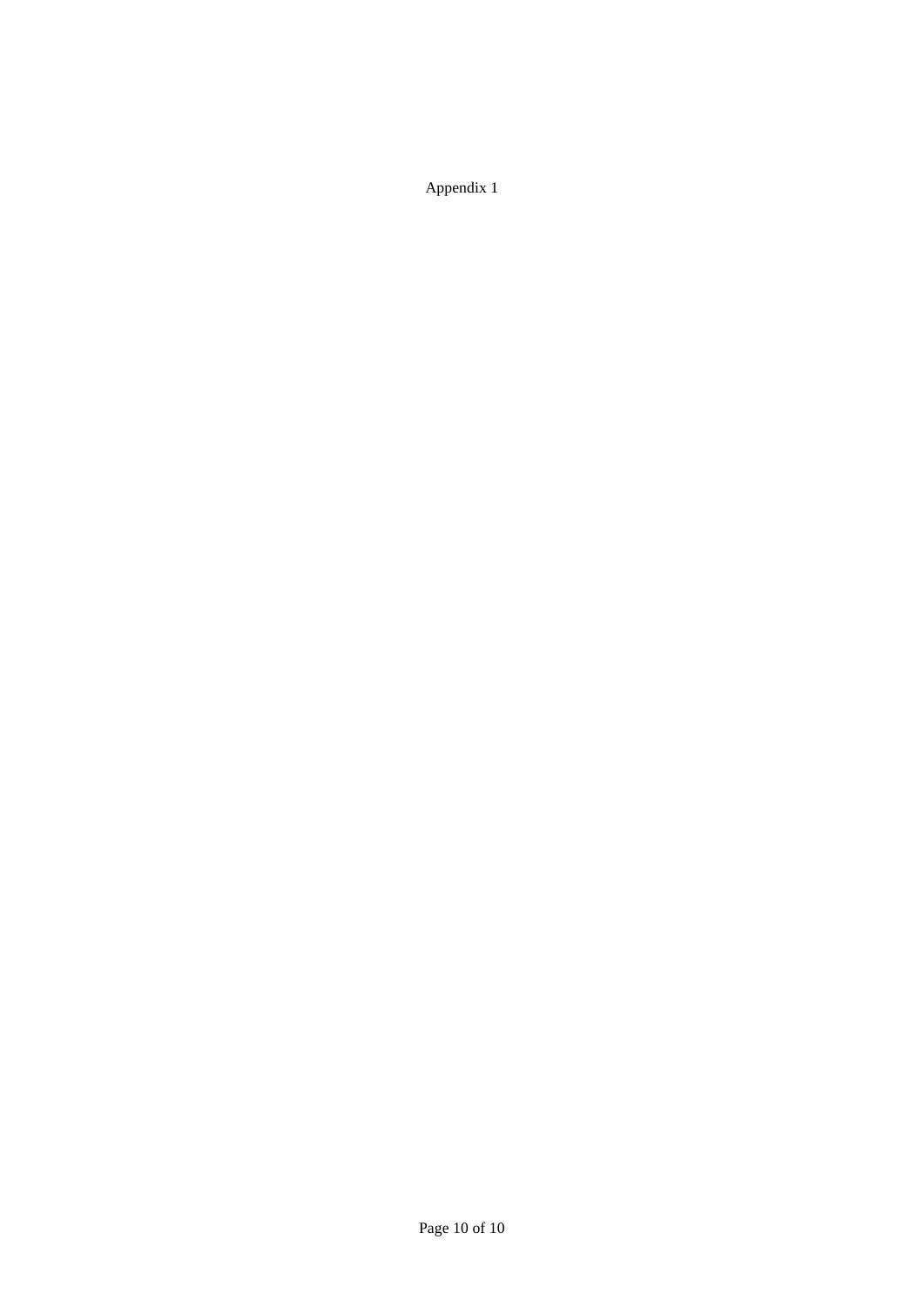Appendix 1